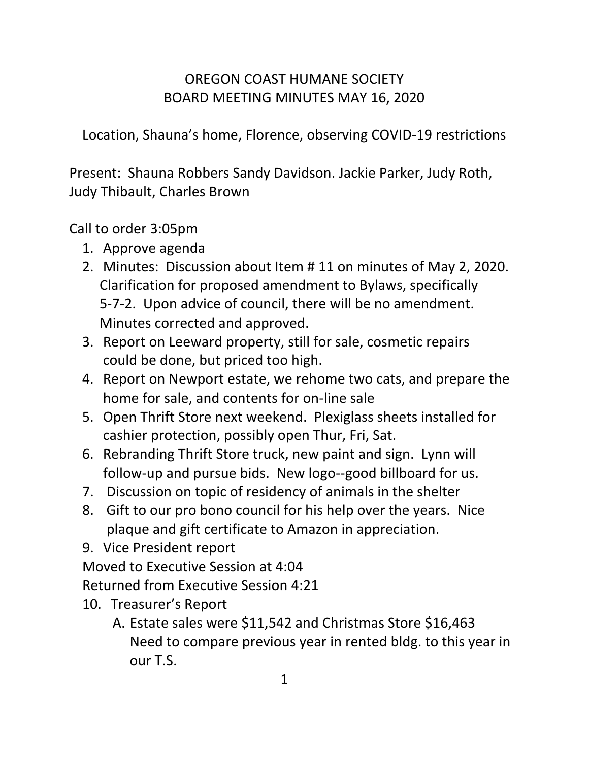# OREGON COAST HUMANE SOCIETY
## BOARD MEETING MINUTES MAY 16, 2020

Location, Shauna's home, Florence, observing COVID-19 restrictions

Present: Shauna Robbers Sandy Davidson. Jackie Parker, Judy Roth, Judy Thibault, Charles Brown

Call to order 3:05pm

1. Approve agenda
2. Minutes: Discussion about Item # 11 on minutes of May 2, 2020. Clarification for proposed amendment to Bylaws, specifically 5-7-2. Upon advice of council, there will be no amendment. Minutes corrected and approved.
3. Report on Leeward property, still for sale, cosmetic repairs could be done, but priced too high.
4. Report on Newport estate, we rehome two cats, and prepare the home for sale, and contents for on-line sale
5. Open Thrift Store next weekend. Plexiglass sheets installed for cashier protection, possibly open Thur, Fri, Sat.
6. Rebranding Thrift Store truck, new paint and sign. Lynn will follow-up and pursue bids. New logo--good billboard for us.
7. Discussion on topic of residency of animals in the shelter
8. Gift to our pro bono council for his help over the years. Nice plaque and gift certificate to Amazon in appreciation.
9. Vice President report

Moved to Executive Session at 4:04

Returned from Executive Session 4:21

10. Treasurer's Report
    A. Estate sales were $11,542 and Christmas Store $16,463 Need to compare previous year in rented bldg. to this year in our T.S.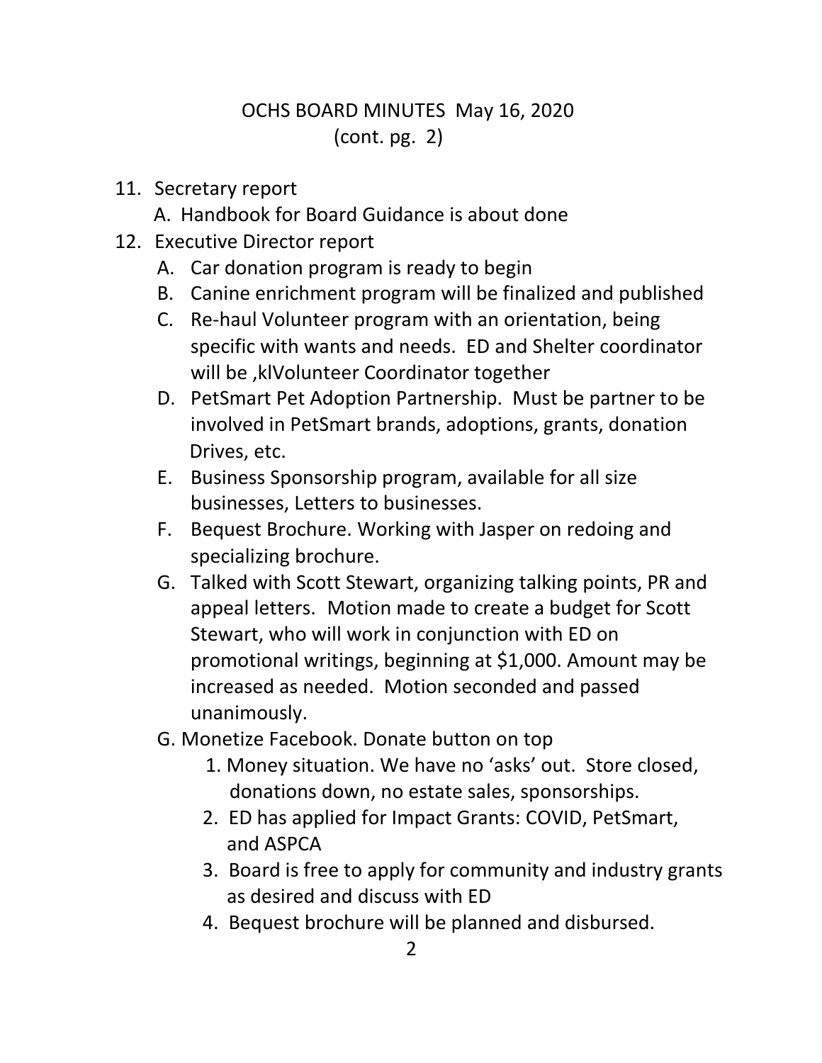OCHS BOARD MINUTES May 16, 2020
(cont. pg. 2)

11. Secretary report
    A. Handbook for Board Guidance is about done
12. Executive Director report
    A. Car donation program is ready to begin
    B. Canine enrichment program will be finalized and published
    C. Re-haul Volunteer program with an orientation, being specific with wants and needs. ED and Shelter coordinator will be ,klVolunteer Coordinator together
    D. PetSmart Pet Adoption Partnership. Must be partner to be involved in PetSmart brands, adoptions, grants, donation Drives, etc.
    E. Business Sponsorship program, available for all size businesses, Letters to businesses.
    F. Bequest Brochure. Working with Jasper on redoing and specializing brochure.
    G. Talked with Scott Stewart, organizing talking points, PR and appeal letters. Motion made to create a budget for Scott Stewart, who will work in conjunction with ED on promotional writings, beginning at $1,000. Amount may be increased as needed. Motion seconded and passed unanimously.
    G. Monetize Facebook. Donate button on top
       1. Money situation. We have no 'asks' out. Store closed, donations down, no estate sales, sponsorships.
       2. ED has applied for Impact Grants: COVID, PetSmart, and ASPCA
       3. Board is free to apply for community and industry grants as desired and discuss with ED
       4. Bequest brochure will be planned and disbursed.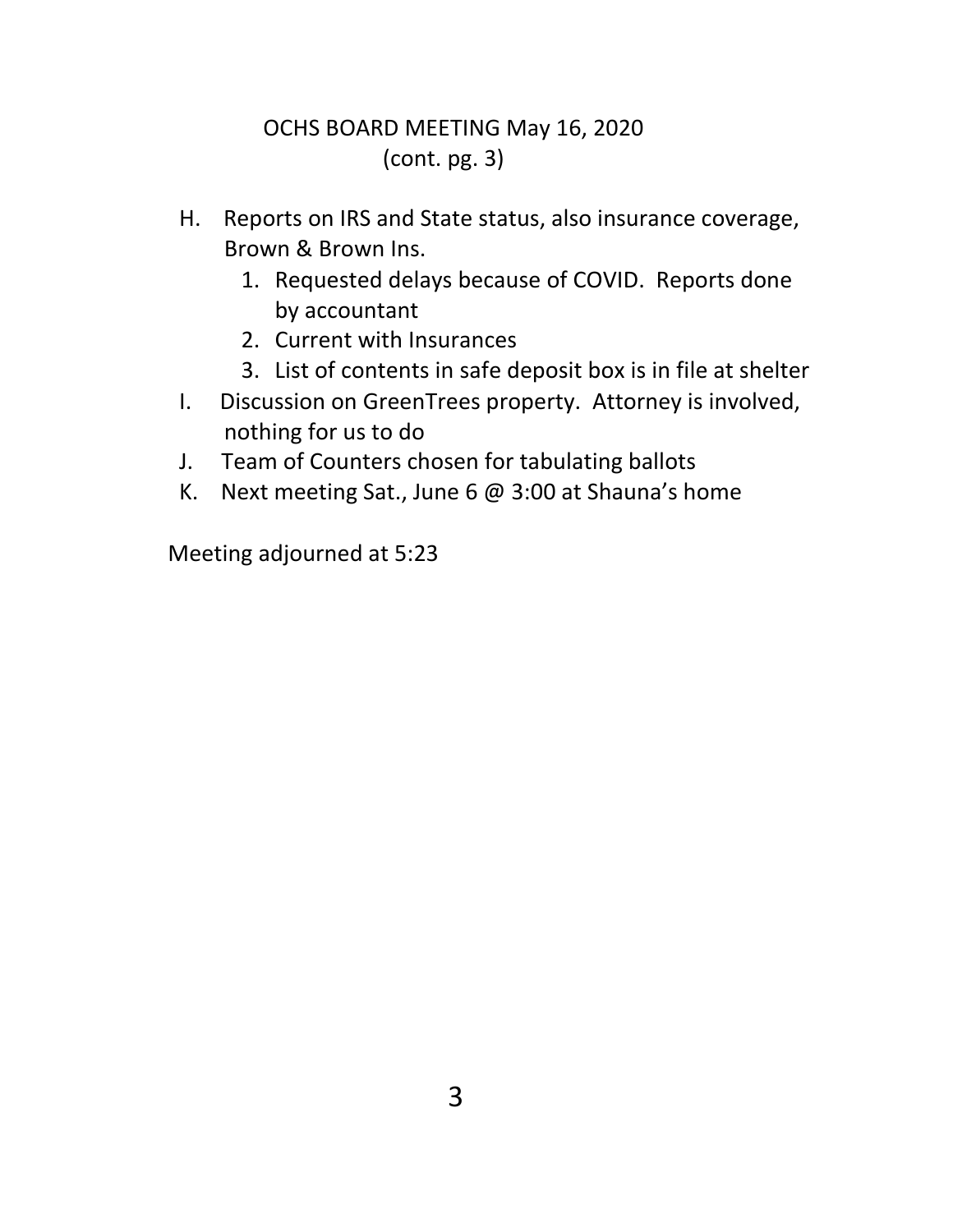OCHS BOARD MEETING May 16, 2020
(cont. pg. 3)

H. Reports on IRS and State status, also insurance coverage, Brown & Brown Ins.
   1. Requested delays because of COVID. Reports done by accountant
   2. Current with Insurances
   3. List of contents in safe deposit box is in file at shelter
I. Discussion on GreenTrees property. Attorney is involved, nothing for us to do
J. Team of Counters chosen for tabulating ballots
K. Next meeting Sat., June 6 @ 3:00 at Shauna's home

Meeting adjourned at 5:23